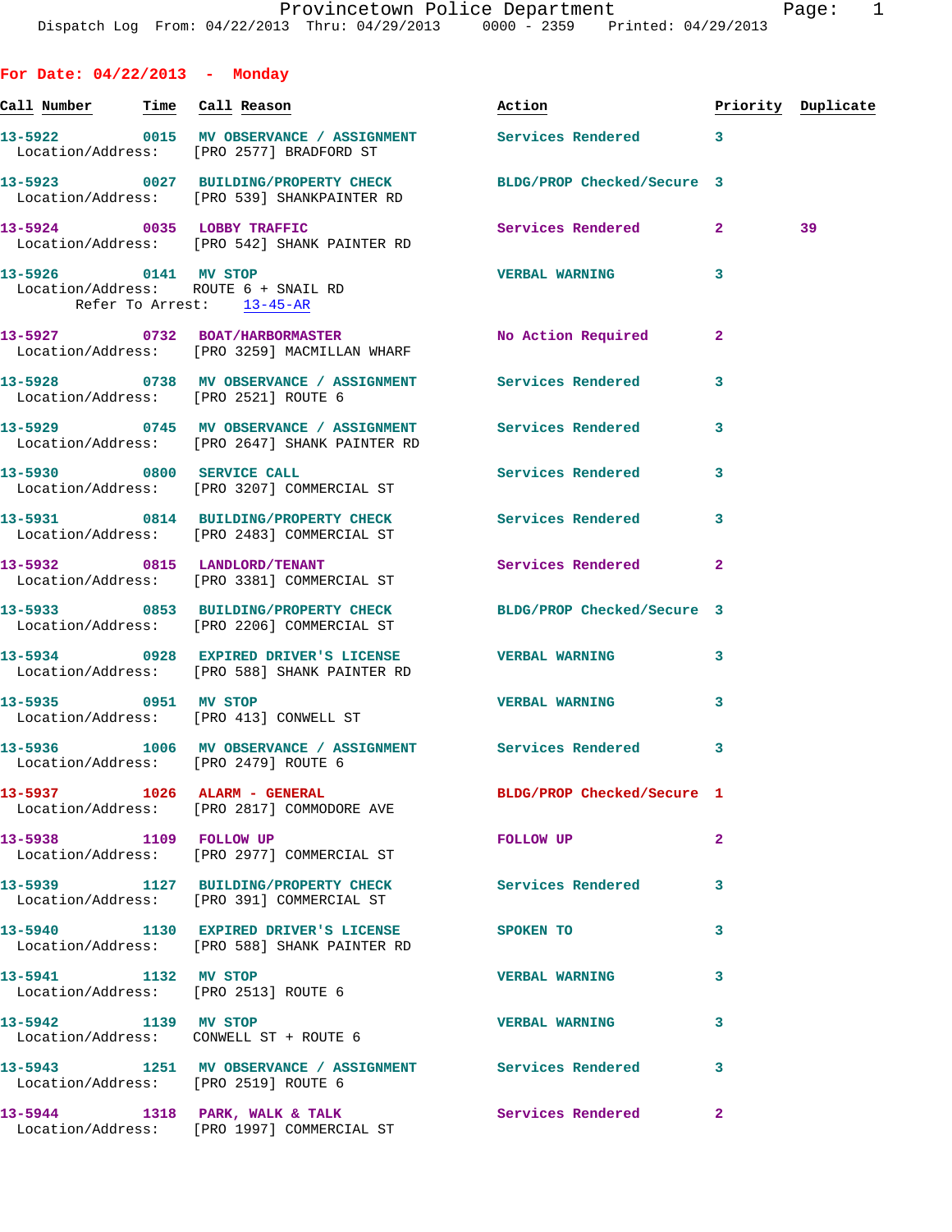Provincetown Police Department
Dispatch Log From: 04/22/2013 Thru: 04/29/2013 0000 - 2359 Printed: 04/29/2013

## For Date: 04/22/2013 - Monday

| Call Number | Time | Call Reason | Action | Priority | Duplicate |
|---|---|---|---|---|---|
| 13-5922 | 0015 | MV OBSERVANCE / ASSIGNMENT | Services Rendered | 3 | |
| Location/Address: [PRO 2577] BRADFORD ST | | | | | |
| 13-5923 | 0027 | BUILDING/PROPERTY CHECK | BLDG/PROP Checked/Secure | 3 | |
| Location/Address: [PRO 539] SHANKPAINTER RD | | | | | |
| 13-5924 | 0035 | LOBBY TRAFFIC | Services Rendered | 2 | 39 |
| Location/Address: [PRO 542] SHANK PAINTER RD | | | | | |
| 13-5926 | 0141 | MV STOP | VERBAL WARNING | 3 | |
| Location/Address: ROUTE 6 + SNAIL RD; Refer To Arrest: 13-45-AR | | | | | |
| 13-5927 | 0732 | BOAT/HARBORMASTER | No Action Required | 2 | |
| Location/Address: [PRO 3259] MACMILLAN WHARF | | | | | |
| 13-5928 | 0738 | MV OBSERVANCE / ASSIGNMENT | Services Rendered | 3 | |
| Location/Address: [PRO 2521] ROUTE 6 | | | | | |
| 13-5929 | 0745 | MV OBSERVANCE / ASSIGNMENT | Services Rendered | 3 | |
| Location/Address: [PRO 2647] SHANK PAINTER RD | | | | | |
| 13-5930 | 0800 | SERVICE CALL | Services Rendered | 3 | |
| Location/Address: [PRO 3207] COMMERCIAL ST | | | | | |
| 13-5931 | 0814 | BUILDING/PROPERTY CHECK | Services Rendered | 3 | |
| Location/Address: [PRO 2483] COMMERCIAL ST | | | | | |
| 13-5932 | 0815 | LANDLORD/TENANT | Services Rendered | 2 | |
| Location/Address: [PRO 3381] COMMERCIAL ST | | | | | |
| 13-5933 | 0853 | BUILDING/PROPERTY CHECK | BLDG/PROP Checked/Secure | 3 | |
| Location/Address: [PRO 2206] COMMERCIAL ST | | | | | |
| 13-5934 | 0928 | EXPIRED DRIVER'S LICENSE | VERBAL WARNING | 3 | |
| Location/Address: [PRO 588] SHANK PAINTER RD | | | | | |
| 13-5935 | 0951 | MV STOP | VERBAL WARNING | 3 | |
| Location/Address: [PRO 413] CONWELL ST | | | | | |
| 13-5936 | 1006 | MV OBSERVANCE / ASSIGNMENT | Services Rendered | 3 | |
| Location/Address: [PRO 2479] ROUTE 6 | | | | | |
| 13-5937 | 1026 | ALARM - GENERAL | BLDG/PROP Checked/Secure | 1 | |
| Location/Address: [PRO 2817] COMMODORE AVE | | | | | |
| 13-5938 | 1109 | FOLLOW UP | FOLLOW UP | 2 | |
| Location/Address: [PRO 2977] COMMERCIAL ST | | | | | |
| 13-5939 | 1127 | BUILDING/PROPERTY CHECK | Services Rendered | 3 | |
| Location/Address: [PRO 391] COMMERCIAL ST | | | | | |
| 13-5940 | 1130 | EXPIRED DRIVER'S LICENSE | SPOKEN TO | 3 | |
| Location/Address: [PRO 588] SHANK PAINTER RD | | | | | |
| 13-5941 | 1132 | MV STOP | VERBAL WARNING | 3 | |
| Location/Address: [PRO 2513] ROUTE 6 | | | | | |
| 13-5942 | 1139 | MV STOP | VERBAL WARNING | 3 | |
| Location/Address: CONWELL ST + ROUTE 6 | | | | | |
| 13-5943 | 1251 | MV OBSERVANCE / ASSIGNMENT | Services Rendered | 3 | |
| Location/Address: [PRO 2519] ROUTE 6 | | | | | |
| 13-5944 | 1318 | PARK, WALK & TALK | Services Rendered | 2 | |
| Location/Address: [PRO 1997] COMMERCIAL ST | | | | | |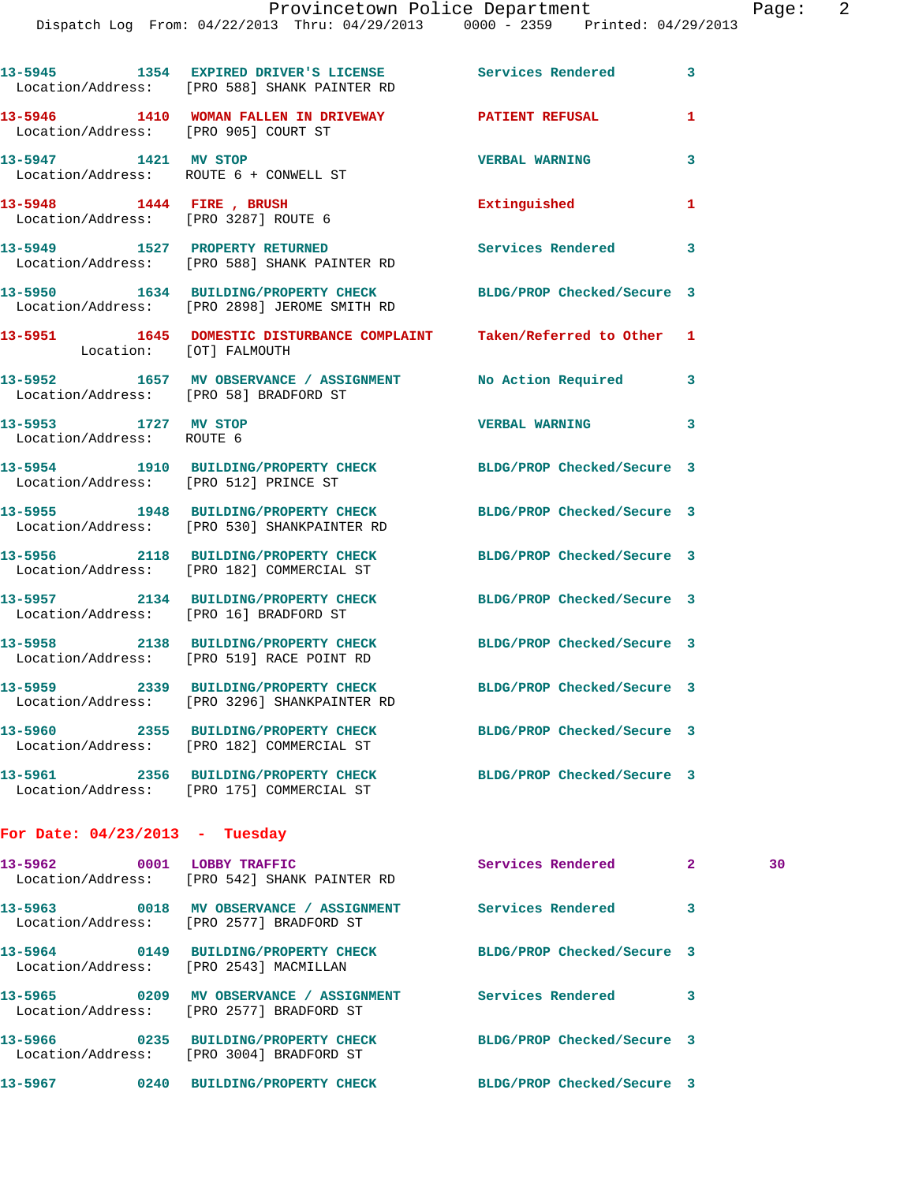13-5945 1354 EXPIRED DRIVER'S LICENSE Services Rendered 3
Location/Address: [PRO 588] SHANK PAINTER RD

13-5946 1410 WOMAN FALLEN IN DRIVEWAY PATIENT REFUSAL 1
Location/Address: [PRO 905] COURT ST

13-5947 1421 MV STOP VERBAL WARNING 3
Location/Address: ROUTE 6 + CONWELL ST

13-5948 1444 FIRE , BRUSH Extinguished 1
Location/Address: [PRO 3287] ROUTE 6

13-5949 1527 PROPERTY RETURNED Services Rendered 3
Location/Address: [PRO 588] SHANK PAINTER RD

13-5950 1634 BUILDING/PROPERTY CHECK BLDG/PROP Checked/Secure 3
Location/Address: [PRO 2898] JEROME SMITH RD

13-5951 1645 DOMESTIC DISTURBANCE COMPLAINT Taken/Referred to Other 1
Location: [OT] FALMOUTH

13-5952 1657 MV OBSERVANCE / ASSIGNMENT No Action Required 3
Location/Address: [PRO 58] BRADFORD ST

13-5953 1727 MV STOP VERBAL WARNING 3
Location/Address: ROUTE 6

13-5954 1910 BUILDING/PROPERTY CHECK BLDG/PROP Checked/Secure 3
Location/Address: [PRO 512] PRINCE ST

13-5955 1948 BUILDING/PROPERTY CHECK BLDG/PROP Checked/Secure 3
Location/Address: [PRO 530] SHANKPAINTER RD

13-5956 2118 BUILDING/PROPERTY CHECK BLDG/PROP Checked/Secure 3
Location/Address: [PRO 182] COMMERCIAL ST

13-5957 2134 BUILDING/PROPERTY CHECK BLDG/PROP Checked/Secure 3
Location/Address: [PRO 16] BRADFORD ST

13-5958 2138 BUILDING/PROPERTY CHECK BLDG/PROP Checked/Secure 3
Location/Address: [PRO 519] RACE POINT RD

13-5959 2339 BUILDING/PROPERTY CHECK BLDG/PROP Checked/Secure 3
Location/Address: [PRO 3296] SHANKPAINTER RD

13-5960 2355 BUILDING/PROPERTY CHECK BLDG/PROP Checked/Secure 3
Location/Address: [PRO 182] COMMERCIAL ST

13-5961 2356 BUILDING/PROPERTY CHECK BLDG/PROP Checked/Secure 3
Location/Address: [PRO 175] COMMERCIAL ST

## For Date: 04/23/2013 - Tuesday

13-5962 0001 LOBBY TRAFFIC Services Rendered 2 30
Location/Address: [PRO 542] SHANK PAINTER RD

13-5963 0018 MV OBSERVANCE / ASSIGNMENT Services Rendered 3
Location/Address: [PRO 2577] BRADFORD ST

13-5964 0149 BUILDING/PROPERTY CHECK BLDG/PROP Checked/Secure 3
Location/Address: [PRO 2543] MACMILLAN

13-5965 0209 MV OBSERVANCE / ASSIGNMENT Services Rendered 3
Location/Address: [PRO 2577] BRADFORD ST

13-5966 0235 BUILDING/PROPERTY CHECK BLDG/PROP Checked/Secure 3
Location/Address: [PRO 3004] BRADFORD ST

13-5967 0240 BUILDING/PROPERTY CHECK BLDG/PROP Checked/Secure 3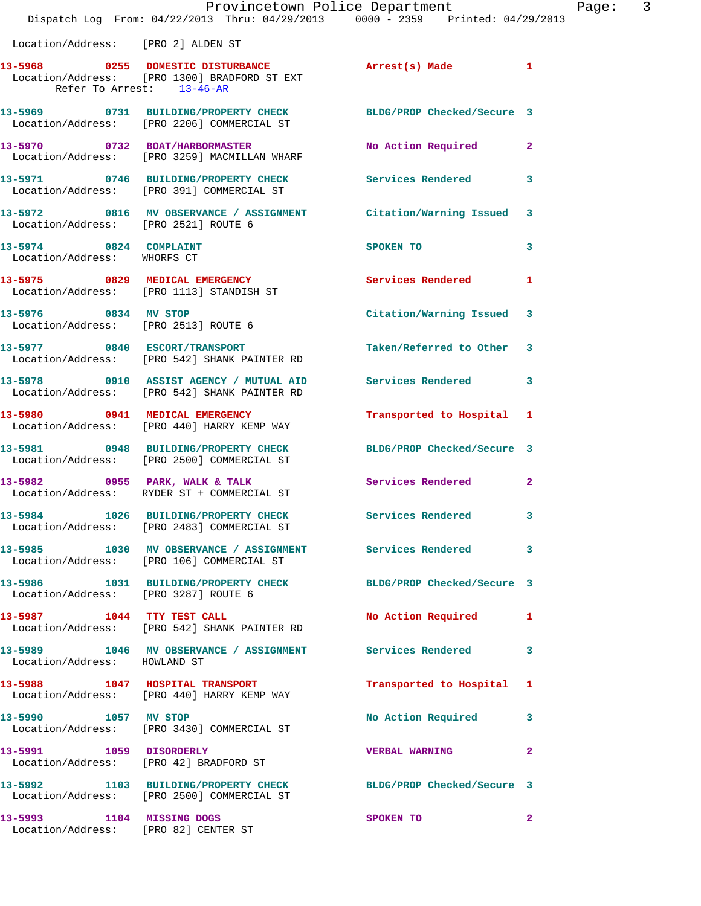Location/Address: [PRO 2] ALDEN ST

**13-5968** 0255 DOMESTIC DISTURBANCE Arrest(s) Made 1
Location/Address: [PRO 1300] BRADFORD ST EXT
Refer To Arrest: 13-46-AR

**13-5969** 0731 BUILDING/PROPERTY CHECK BLDG/PROP Checked/Secure 3
Location/Address: [PRO 2206] COMMERCIAL ST

**13-5970** 0732 BOAT/HARBORMASTER No Action Required 2
Location/Address: [PRO 3259] MACMILLAN WHARF

**13-5971** 0746 BUILDING/PROPERTY CHECK Services Rendered 3
Location/Address: [PRO 391] COMMERCIAL ST

**13-5972** 0816 MV OBSERVANCE / ASSIGNMENT Citation/Warning Issued 3
Location/Address: [PRO 2521] ROUTE 6

**13-5974** 0824 COMPLAINT SPOKEN TO 3
Location/Address: WHORFS CT

**13-5975** 0829 MEDICAL EMERGENCY Services Rendered 1
Location/Address: [PRO 1113] STANDISH ST

**13-5976** 0834 MV STOP Citation/Warning Issued 3
Location/Address: [PRO 2513] ROUTE 6

**13-5977** 0840 ESCORT/TRANSPORT Taken/Referred to Other 3
Location/Address: [PRO 542] SHANK PAINTER RD

**13-5978** 0910 ASSIST AGENCY / MUTUAL AID Services Rendered 3
Location/Address: [PRO 542] SHANK PAINTER RD

**13-5980** 0941 MEDICAL EMERGENCY Transported to Hospital 1
Location/Address: [PRO 440] HARRY KEMP WAY

**13-5981** 0948 BUILDING/PROPERTY CHECK BLDG/PROP Checked/Secure 3
Location/Address: [PRO 2500] COMMERCIAL ST

**13-5982** 0955 PARK, WALK & TALK Services Rendered 2
Location/Address: RYDER ST + COMMERCIAL ST

**13-5984** 1026 BUILDING/PROPERTY CHECK Services Rendered 3
Location/Address: [PRO 2483] COMMERCIAL ST

**13-5985** 1030 MV OBSERVANCE / ASSIGNMENT Services Rendered 3
Location/Address: [PRO 106] COMMERCIAL ST

**13-5986** 1031 BUILDING/PROPERTY CHECK BLDG/PROP Checked/Secure 3
Location/Address: [PRO 3287] ROUTE 6

**13-5987** 1044 TTY TEST CALL No Action Required 1
Location/Address: [PRO 542] SHANK PAINTER RD

**13-5989** 1046 MV OBSERVANCE / ASSIGNMENT Services Rendered 3
Location/Address: HOWLAND ST

**13-5988** 1047 HOSPITAL TRANSPORT Transported to Hospital 1
Location/Address: [PRO 440] HARRY KEMP WAY

**13-5990** 1057 MV STOP No Action Required 3
Location/Address: [PRO 3430] COMMERCIAL ST

**13-5991** 1059 DISORDERLY VERBAL WARNING 2
Location/Address: [PRO 42] BRADFORD ST

**13-5992** 1103 BUILDING/PROPERTY CHECK BLDG/PROP Checked/Secure 3
Location/Address: [PRO 2500] COMMERCIAL ST

**13-5993** 1104 MISSING DOGS SPOKEN TO 2
Location/Address: [PRO 82] CENTER ST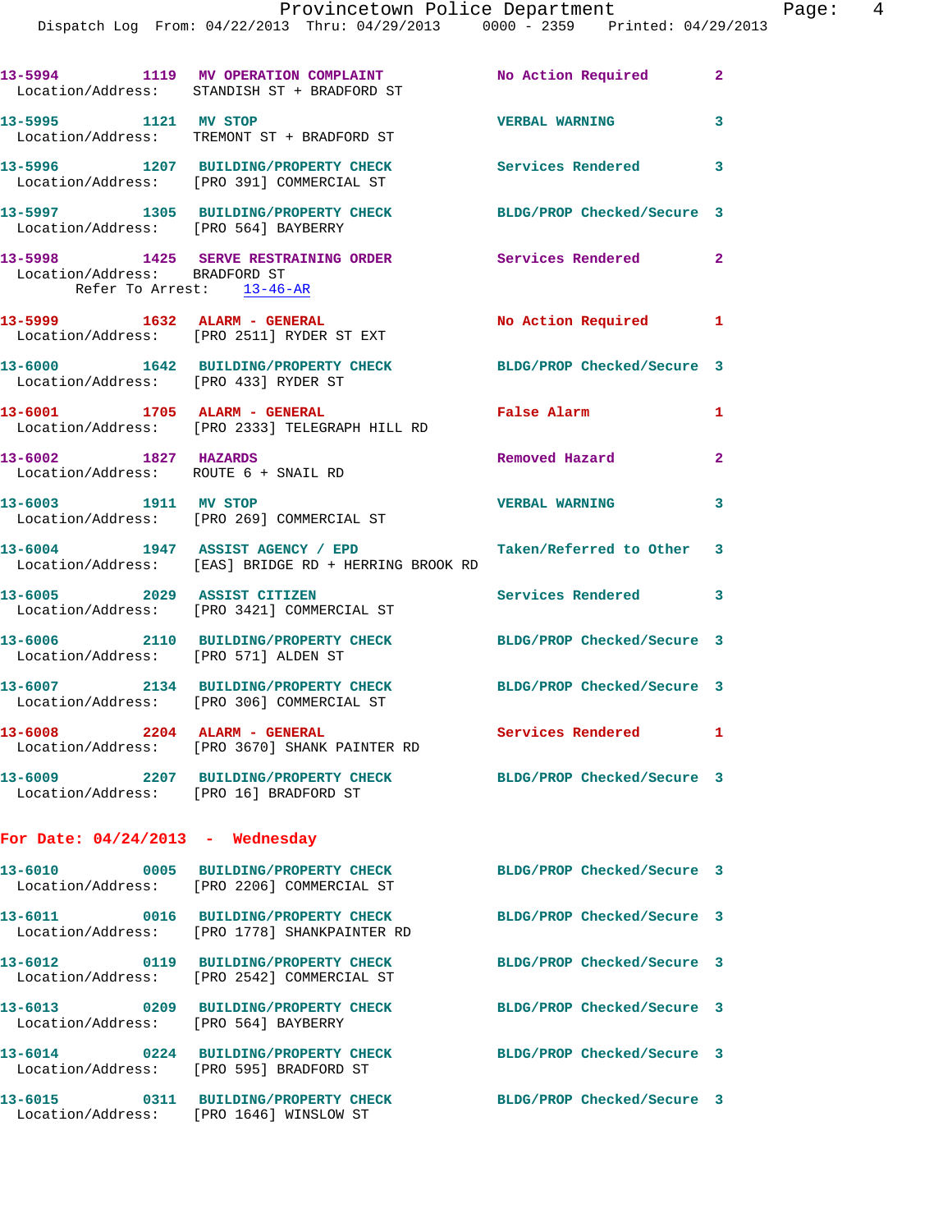13-5994 1119 MV OPERATION COMPLAINT No Action Required 2
Location/Address: STANDISH ST + BRADFORD ST

13-5995 1121 MV STOP VERBAL WARNING 3
Location/Address: TREMONT ST + BRADFORD ST

13-5996 1207 BUILDING/PROPERTY CHECK Services Rendered 3
Location/Address: [PRO 391] COMMERCIAL ST

13-5997 1305 BUILDING/PROPERTY CHECK BLDG/PROP Checked/Secure 3
Location/Address: [PRO 564] BAYBERRY

13-5998 1425 SERVE RESTRAINING ORDER Services Rendered 2
Location/Address: BRADFORD ST
Refer To Arrest: 13-46-AR

13-5999 1632 ALARM - GENERAL No Action Required 1
Location/Address: [PRO 2511] RYDER ST EXT

13-6000 1642 BUILDING/PROPERTY CHECK BLDG/PROP Checked/Secure 3
Location/Address: [PRO 433] RYDER ST

13-6001 1705 ALARM - GENERAL False Alarm 1
Location/Address: [PRO 2333] TELEGRAPH HILL RD

13-6002 1827 HAZARDS Removed Hazard 2
Location/Address: ROUTE 6 + SNAIL RD

13-6003 1911 MV STOP VERBAL WARNING 3
Location/Address: [PRO 269] COMMERCIAL ST

13-6004 1947 ASSIST AGENCY / EPD Taken/Referred to Other 3
Location/Address: [EAS] BRIDGE RD + HERRING BROOK RD

13-6005 2029 ASSIST CITIZEN Services Rendered 3
Location/Address: [PRO 3421] COMMERCIAL ST

13-6006 2110 BUILDING/PROPERTY CHECK BLDG/PROP Checked/Secure 3
Location/Address: [PRO 571] ALDEN ST

13-6007 2134 BUILDING/PROPERTY CHECK BLDG/PROP Checked/Secure 3
Location/Address: [PRO 306] COMMERCIAL ST

13-6008 2204 ALARM - GENERAL Services Rendered 1
Location/Address: [PRO 3670] SHANK PAINTER RD

13-6009 2207 BUILDING/PROPERTY CHECK BLDG/PROP Checked/Secure 3
Location/Address: [PRO 16] BRADFORD ST

**For Date: 04/24/2013 - Wednesday**

13-6010 0005 BUILDING/PROPERTY CHECK BLDG/PROP Checked/Secure 3
Location/Address: [PRO 2206] COMMERCIAL ST

13-6011 0016 BUILDING/PROPERTY CHECK BLDG/PROP Checked/Secure 3
Location/Address: [PRO 1778] SHANKPAINTER RD

13-6012 0119 BUILDING/PROPERTY CHECK BLDG/PROP Checked/Secure 3
Location/Address: [PRO 2542] COMMERCIAL ST

13-6013 0209 BUILDING/PROPERTY CHECK BLDG/PROP Checked/Secure 3
Location/Address: [PRO 564] BAYBERRY

13-6014 0224 BUILDING/PROPERTY CHECK BLDG/PROP Checked/Secure 3
Location/Address: [PRO 595] BRADFORD ST

13-6015 0311 BUILDING/PROPERTY CHECK BLDG/PROP Checked/Secure 3
Location/Address: [PRO 1646] WINSLOW ST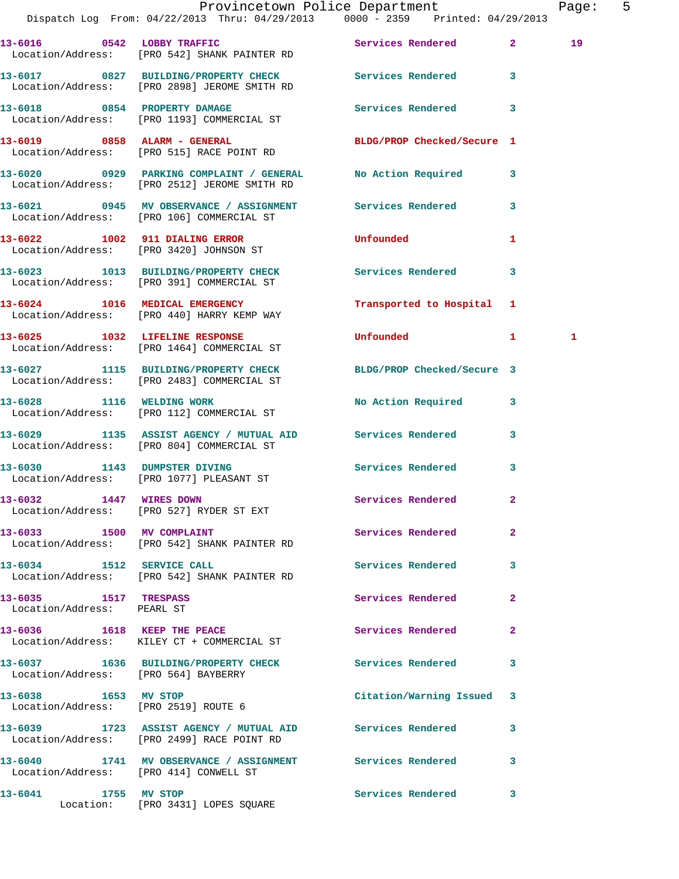13-6016 0542 LOBBY TRAFFIC Services Rendered 2 19
Location/Address: [PRO 542] SHANK PAINTER RD

13-6017 0827 BUILDING/PROPERTY CHECK Services Rendered 3
Location/Address: [PRO 2898] JEROME SMITH RD

13-6018 0854 PROPERTY DAMAGE Services Rendered 3
Location/Address: [PRO 1193] COMMERCIAL ST

13-6019 0858 ALARM - GENERAL BLDG/PROP Checked/Secure 1
Location/Address: [PRO 515] RACE POINT RD

13-6020 0929 PARKING COMPLAINT / GENERAL No Action Required 3
Location/Address: [PRO 2512] JEROME SMITH RD

13-6021 0945 MV OBSERVANCE / ASSIGNMENT Services Rendered 3
Location/Address: [PRO 106] COMMERCIAL ST

13-6022 1002 911 DIALING ERROR Unfounded 1
Location/Address: [PRO 3420] JOHNSON ST

13-6023 1013 BUILDING/PROPERTY CHECK Services Rendered 3
Location/Address: [PRO 391] COMMERCIAL ST

13-6024 1016 MEDICAL EMERGENCY Transported to Hospital 1
Location/Address: [PRO 440] HARRY KEMP WAY

13-6025 1032 LIFELINE RESPONSE Unfounded 1 1
Location/Address: [PRO 1464] COMMERCIAL ST

13-6027 1115 BUILDING/PROPERTY CHECK BLDG/PROP Checked/Secure 3
Location/Address: [PRO 2483] COMMERCIAL ST

13-6028 1116 WELDING WORK No Action Required 3
Location/Address: [PRO 112] COMMERCIAL ST

13-6029 1135 ASSIST AGENCY / MUTUAL AID Services Rendered 3
Location/Address: [PRO 804] COMMERCIAL ST

13-6030 1143 DUMPSTER DIVING Services Rendered 3
Location/Address: [PRO 1077] PLEASANT ST

13-6032 1447 WIRES DOWN Services Rendered 2
Location/Address: [PRO 527] RYDER ST EXT

13-6033 1500 MV COMPLAINT Services Rendered 2
Location/Address: [PRO 542] SHANK PAINTER RD

13-6034 1512 SERVICE CALL Services Rendered 3
Location/Address: [PRO 542] SHANK PAINTER RD

13-6035 1517 TRESPASS Services Rendered 2
Location/Address: PEARL ST

13-6036 1618 KEEP THE PEACE Services Rendered 2
Location/Address: KILEY CT + COMMERCIAL ST

13-6037 1636 BUILDING/PROPERTY CHECK Services Rendered 3
Location/Address: [PRO 564] BAYBERRY

13-6038 1653 MV STOP Citation/Warning Issued 3
Location/Address: [PRO 2519] ROUTE 6

13-6039 1723 ASSIST AGENCY / MUTUAL AID Services Rendered 3
Location/Address: [PRO 2499] RACE POINT RD

13-6040 1741 MV OBSERVANCE / ASSIGNMENT Services Rendered 3
Location/Address: [PRO 414] CONWELL ST

13-6041 1755 MV STOP Services Rendered 3
Location: [PRO 3431] LOPES SQUARE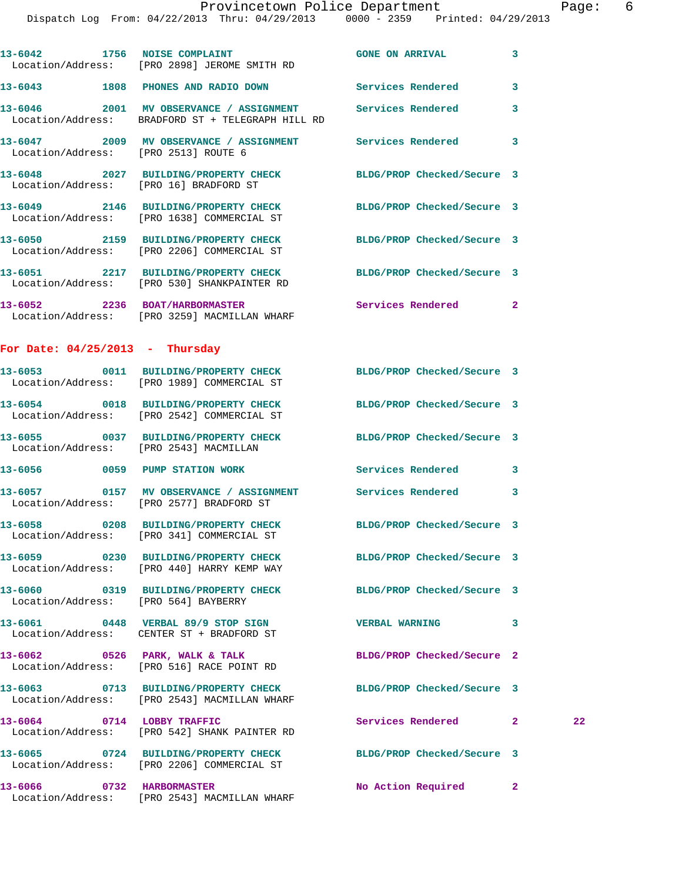13-6042 1756 NOISE COMPLAINT GONE ON ARRIVAL 3
Location/Address: [PRO 2898] JEROME SMITH RD

13-6043 1808 PHONES AND RADIO DOWN Services Rendered 3

13-6046 2001 MV OBSERVANCE / ASSIGNMENT Services Rendered 3
Location/Address: BRADFORD ST + TELEGRAPH HILL RD

13-6047 2009 MV OBSERVANCE / ASSIGNMENT Services Rendered 3
Location/Address: [PRO 2513] ROUTE 6

13-6048 2027 BUILDING/PROPERTY CHECK BLDG/PROP Checked/Secure 3
Location/Address: [PRO 16] BRADFORD ST

13-6049 2146 BUILDING/PROPERTY CHECK BLDG/PROP Checked/Secure 3
Location/Address: [PRO 1638] COMMERCIAL ST

13-6050 2159 BUILDING/PROPERTY CHECK BLDG/PROP Checked/Secure 3
Location/Address: [PRO 2206] COMMERCIAL ST

13-6051 2217 BUILDING/PROPERTY CHECK BLDG/PROP Checked/Secure 3
Location/Address: [PRO 530] SHANKPAINTER RD

13-6052 2236 BOAT/HARBORMASTER Services Rendered 2
Location/Address: [PRO 3259] MACMILLAN WHARF

**For Date: 04/25/2013 - Thursday**

13-6053 0011 BUILDING/PROPERTY CHECK BLDG/PROP Checked/Secure 3
Location/Address: [PRO 1989] COMMERCIAL ST

13-6054 0018 BUILDING/PROPERTY CHECK BLDG/PROP Checked/Secure 3
Location/Address: [PRO 2542] COMMERCIAL ST

13-6055 0037 BUILDING/PROPERTY CHECK BLDG/PROP Checked/Secure 3
Location/Address: [PRO 2543] MACMILLAN

13-6056 0059 PUMP STATION WORK Services Rendered 3

13-6057 0157 MV OBSERVANCE / ASSIGNMENT Services Rendered 3
Location/Address: [PRO 2577] BRADFORD ST

13-6058 0208 BUILDING/PROPERTY CHECK BLDG/PROP Checked/Secure 3
Location/Address: [PRO 341] COMMERCIAL ST

13-6059 0230 BUILDING/PROPERTY CHECK BLDG/PROP Checked/Secure 3
Location/Address: [PRO 440] HARRY KEMP WAY

13-6060 0319 BUILDING/PROPERTY CHECK BLDG/PROP Checked/Secure 3
Location/Address: [PRO 564] BAYBERRY

13-6061 0448 VERBAL 89/9 STOP SIGN VERBAL WARNING 3
Location/Address: CENTER ST + BRADFORD ST

13-6062 0526 PARK, WALK & TALK BLDG/PROP Checked/Secure 2
Location/Address: [PRO 516] RACE POINT RD

13-6063 0713 BUILDING/PROPERTY CHECK BLDG/PROP Checked/Secure 3
Location/Address: [PRO 2543] MACMILLAN WHARF

13-6064 0714 LOBBY TRAFFIC Services Rendered 2 22
Location/Address: [PRO 542] SHANK PAINTER RD

13-6065 0724 BUILDING/PROPERTY CHECK BLDG/PROP Checked/Secure 3
Location/Address: [PRO 2206] COMMERCIAL ST

13-6066 0732 HARBORMASTER No Action Required 2
Location/Address: [PRO 2543] MACMILLAN WHARF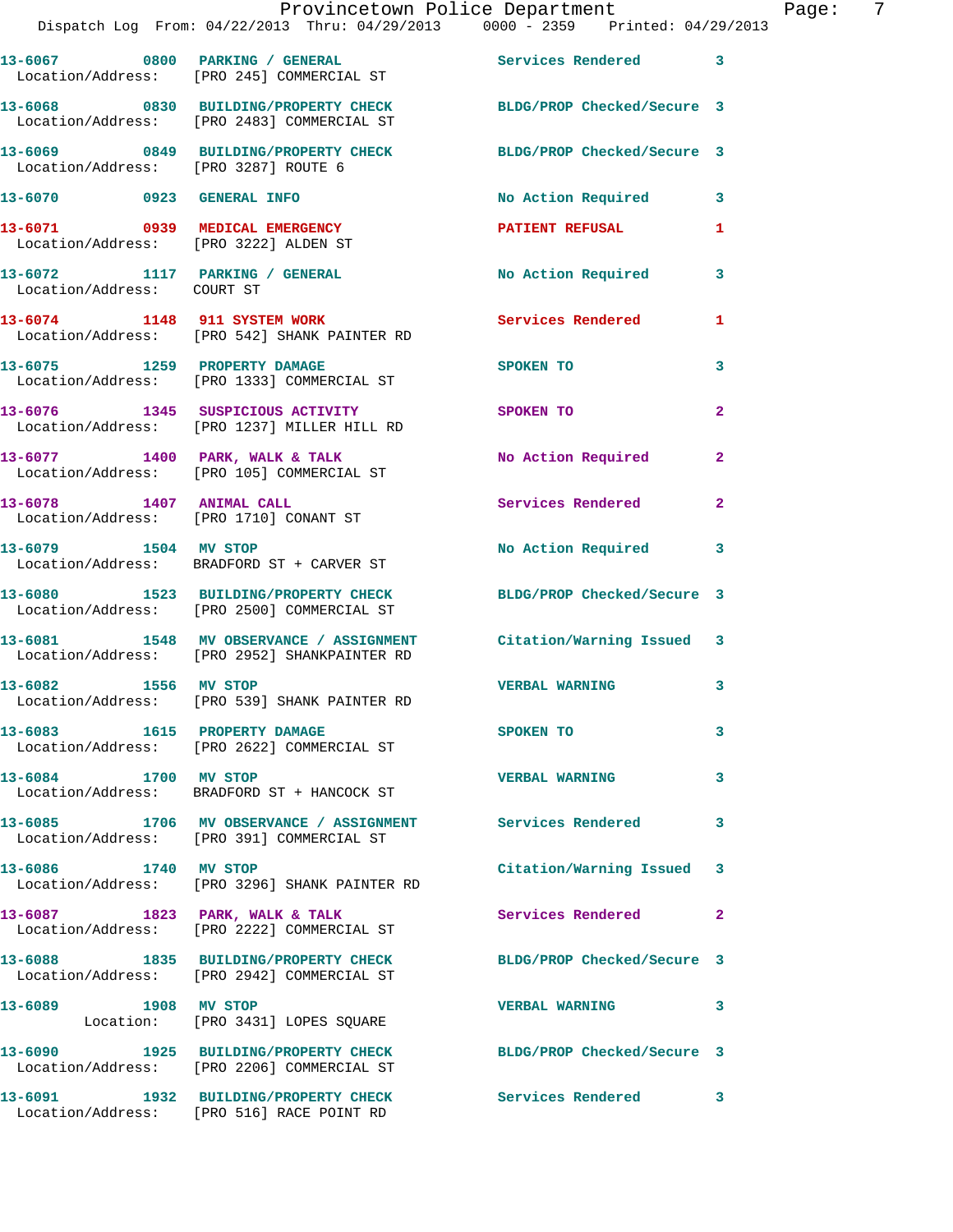13-6067 0800 PARKING / GENERAL Services Rendered 3
Location/Address: [PRO 245] COMMERCIAL ST

13-6068 0830 BUILDING/PROPERTY CHECK BLDG/PROP Checked/Secure 3
Location/Address: [PRO 2483] COMMERCIAL ST

13-6069 0849 BUILDING/PROPERTY CHECK BLDG/PROP Checked/Secure 3
Location/Address: [PRO 3287] ROUTE 6

13-6070 0923 GENERAL INFO No Action Required 3

13-6071 0939 MEDICAL EMERGENCY PATIENT REFUSAL 1
Location/Address: [PRO 3222] ALDEN ST

13-6072 1117 PARKING / GENERAL No Action Required 3
Location/Address: COURT ST

13-6074 1148 911 SYSTEM WORK Services Rendered 1
Location/Address: [PRO 542] SHANK PAINTER RD

13-6075 1259 PROPERTY DAMAGE SPOKEN TO 3
Location/Address: [PRO 1333] COMMERCIAL ST

13-6076 1345 SUSPICIOUS ACTIVITY SPOKEN TO 2
Location/Address: [PRO 1237] MILLER HILL RD

13-6077 1400 PARK, WALK & TALK No Action Required 2
Location/Address: [PRO 105] COMMERCIAL ST

13-6078 1407 ANIMAL CALL Services Rendered 2
Location/Address: [PRO 1710] CONANT ST

13-6079 1504 MV STOP No Action Required 3
Location/Address: BRADFORD ST + CARVER ST

13-6080 1523 BUILDING/PROPERTY CHECK BLDG/PROP Checked/Secure 3
Location/Address: [PRO 2500] COMMERCIAL ST

13-6081 1548 MV OBSERVANCE / ASSIGNMENT Citation/Warning Issued 3
Location/Address: [PRO 2952] SHANKPAINTER RD

13-6082 1556 MV STOP VERBAL WARNING 3
Location/Address: [PRO 539] SHANK PAINTER RD

13-6083 1615 PROPERTY DAMAGE SPOKEN TO 3
Location/Address: [PRO 2622] COMMERCIAL ST

13-6084 1700 MV STOP VERBAL WARNING 3
Location/Address: BRADFORD ST + HANCOCK ST

13-6085 1706 MV OBSERVANCE / ASSIGNMENT Services Rendered 3
Location/Address: [PRO 391] COMMERCIAL ST

13-6086 1740 MV STOP Citation/Warning Issued 3
Location/Address: [PRO 3296] SHANK PAINTER RD

13-6087 1823 PARK, WALK & TALK Services Rendered 2
Location/Address: [PRO 2222] COMMERCIAL ST

13-6088 1835 BUILDING/PROPERTY CHECK BLDG/PROP Checked/Secure 3
Location/Address: [PRO 2942] COMMERCIAL ST

13-6089 1908 MV STOP VERBAL WARNING 3
Location: [PRO 3431] LOPES SQUARE

13-6090 1925 BUILDING/PROPERTY CHECK BLDG/PROP Checked/Secure 3
Location/Address: [PRO 2206] COMMERCIAL ST

13-6091 1932 BUILDING/PROPERTY CHECK Services Rendered 3
Location/Address: [PRO 516] RACE POINT RD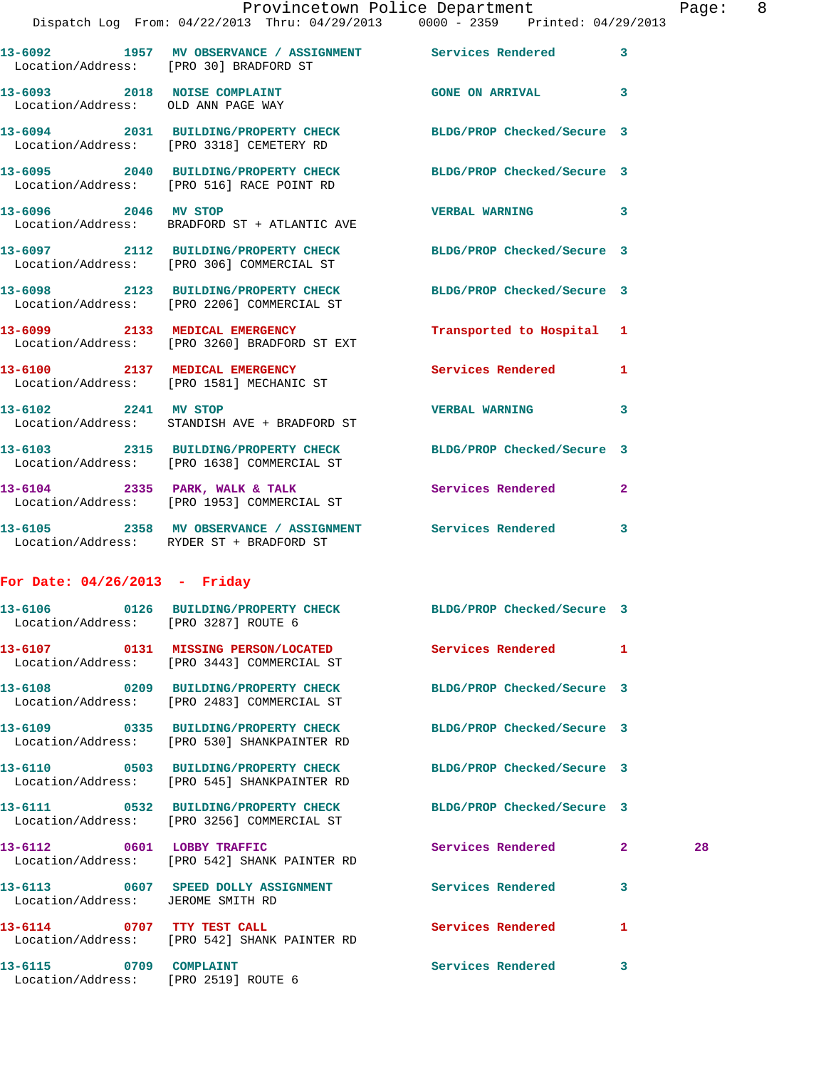13-6092 1957 MV OBSERVANCE / ASSIGNMENT Services Rendered 3
Location/Address: [PRO 30] BRADFORD ST

13-6093 2018 NOISE COMPLAINT GONE ON ARRIVAL 3
Location/Address: OLD ANN PAGE WAY

13-6094 2031 BUILDING/PROPERTY CHECK BLDG/PROP Checked/Secure 3
Location/Address: [PRO 3318] CEMETERY RD

13-6095 2040 BUILDING/PROPERTY CHECK BLDG/PROP Checked/Secure 3
Location/Address: [PRO 516] RACE POINT RD

13-6096 2046 MV STOP VERBAL WARNING 3
Location/Address: BRADFORD ST + ATLANTIC AVE

13-6097 2112 BUILDING/PROPERTY CHECK BLDG/PROP Checked/Secure 3
Location/Address: [PRO 306] COMMERCIAL ST

13-6098 2123 BUILDING/PROPERTY CHECK BLDG/PROP Checked/Secure 3
Location/Address: [PRO 2206] COMMERCIAL ST

13-6099 2133 MEDICAL EMERGENCY Transported to Hospital 1
Location/Address: [PRO 3260] BRADFORD ST EXT

13-6100 2137 MEDICAL EMERGENCY Services Rendered 1
Location/Address: [PRO 1581] MECHANIC ST

13-6102 2241 MV STOP VERBAL WARNING 3
Location/Address: STANDISH AVE + BRADFORD ST

13-6103 2315 BUILDING/PROPERTY CHECK BLDG/PROP Checked/Secure 3
Location/Address: [PRO 1638] COMMERCIAL ST

13-6104 2335 PARK, WALK & TALK Services Rendered 2
Location/Address: [PRO 1953] COMMERCIAL ST

13-6105 2358 MV OBSERVANCE / ASSIGNMENT Services Rendered 3
Location/Address: RYDER ST + BRADFORD ST

## For Date: 04/26/2013 - Friday

13-6106 0126 BUILDING/PROPERTY CHECK BLDG/PROP Checked/Secure 3
Location/Address: [PRO 3287] ROUTE 6

13-6107 0131 MISSING PERSON/LOCATED Services Rendered 1
Location/Address: [PRO 3443] COMMERCIAL ST

13-6108 0209 BUILDING/PROPERTY CHECK BLDG/PROP Checked/Secure 3
Location/Address: [PRO 2483] COMMERCIAL ST

13-6109 0335 BUILDING/PROPERTY CHECK BLDG/PROP Checked/Secure 3
Location/Address: [PRO 530] SHANKPAINTER RD

13-6110 0503 BUILDING/PROPERTY CHECK BLDG/PROP Checked/Secure 3
Location/Address: [PRO 545] SHANKPAINTER RD

13-6111 0532 BUILDING/PROPERTY CHECK BLDG/PROP Checked/Secure 3
Location/Address: [PRO 3256] COMMERCIAL ST

13-6112 0601 LOBBY TRAFFIC Services Rendered 2 28
Location/Address: [PRO 542] SHANK PAINTER RD

13-6113 0607 SPEED DOLLY ASSIGNMENT Services Rendered 3
Location/Address: JEROME SMITH RD

13-6114 0707 TTY TEST CALL Services Rendered 1
Location/Address: [PRO 542] SHANK PAINTER RD

13-6115 0709 COMPLAINT Services Rendered 3
Location/Address: [PRO 2519] ROUTE 6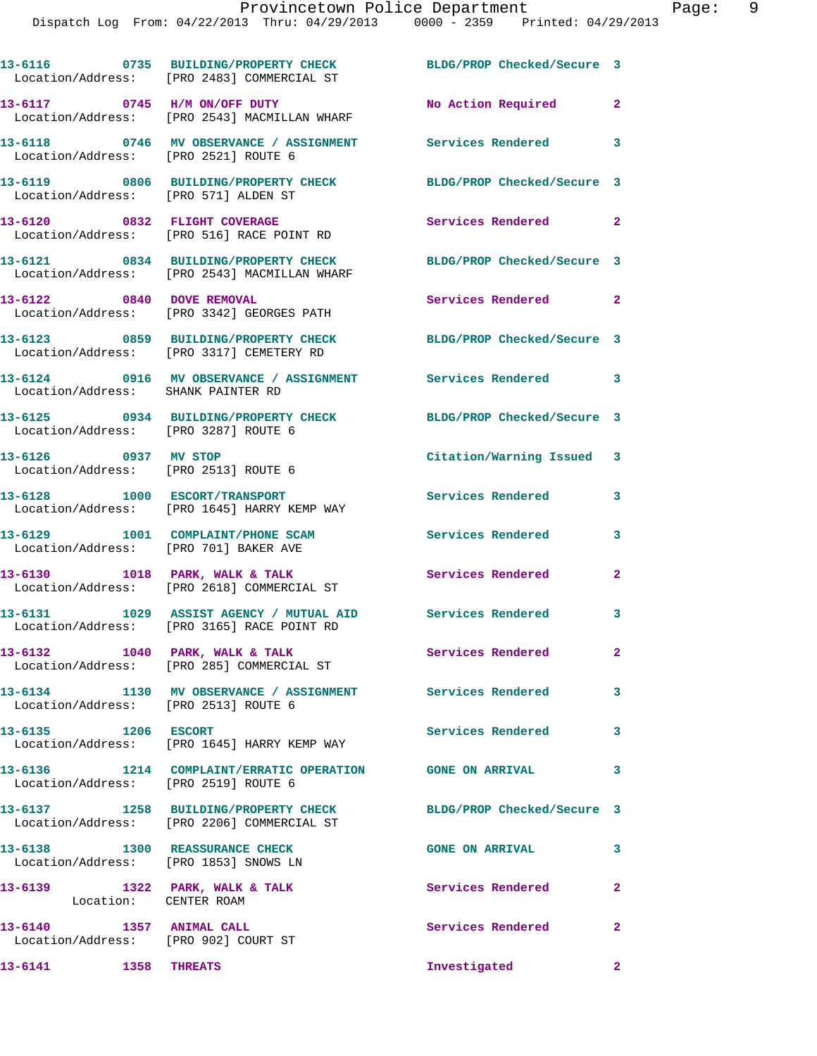13-6116 0735 BUILDING/PROPERTY CHECK BLDG/PROP Checked/Secure 3
Location/Address: [PRO 2483] COMMERCIAL ST

13-6117 0745 H/M ON/OFF DUTY No Action Required 2
Location/Address: [PRO 2543] MACMILLAN WHARF

13-6118 0746 MV OBSERVANCE / ASSIGNMENT Services Rendered 3
Location/Address: [PRO 2521] ROUTE 6

13-6119 0806 BUILDING/PROPERTY CHECK BLDG/PROP Checked/Secure 3
Location/Address: [PRO 571] ALDEN ST

13-6120 0832 FLIGHT COVERAGE Services Rendered 2
Location/Address: [PRO 516] RACE POINT RD

13-6121 0834 BUILDING/PROPERTY CHECK BLDG/PROP Checked/Secure 3
Location/Address: [PRO 2543] MACMILLAN WHARF

13-6122 0840 DOVE REMOVAL Services Rendered 2
Location/Address: [PRO 3342] GEORGES PATH

13-6123 0859 BUILDING/PROPERTY CHECK BLDG/PROP Checked/Secure 3
Location/Address: [PRO 3317] CEMETERY RD

13-6124 0916 MV OBSERVANCE / ASSIGNMENT Services Rendered 3
Location/Address: SHANK PAINTER RD

13-6125 0934 BUILDING/PROPERTY CHECK BLDG/PROP Checked/Secure 3
Location/Address: [PRO 3287] ROUTE 6

13-6126 0937 MV STOP Citation/Warning Issued 3
Location/Address: [PRO 2513] ROUTE 6

13-6128 1000 ESCORT/TRANSPORT Services Rendered 3
Location/Address: [PRO 1645] HARRY KEMP WAY

13-6129 1001 COMPLAINT/PHONE SCAM Services Rendered 3
Location/Address: [PRO 701] BAKER AVE

13-6130 1018 PARK, WALK & TALK Services Rendered 2
Location/Address: [PRO 2618] COMMERCIAL ST

13-6131 1029 ASSIST AGENCY / MUTUAL AID Services Rendered 3
Location/Address: [PRO 3165] RACE POINT RD

13-6132 1040 PARK, WALK & TALK Services Rendered 2
Location/Address: [PRO 285] COMMERCIAL ST

13-6134 1130 MV OBSERVANCE / ASSIGNMENT Services Rendered 3
Location/Address: [PRO 2513] ROUTE 6

13-6135 1206 ESCORT Services Rendered 3
Location/Address: [PRO 1645] HARRY KEMP WAY

13-6136 1214 COMPLAINT/ERRATIC OPERATION GONE ON ARRIVAL 3
Location/Address: [PRO 2519] ROUTE 6

13-6137 1258 BUILDING/PROPERTY CHECK BLDG/PROP Checked/Secure 3
Location/Address: [PRO 2206] COMMERCIAL ST

13-6138 1300 REASSURANCE CHECK GONE ON ARRIVAL 3
Location/Address: [PRO 1853] SNOWS LN

13-6139 1322 PARK, WALK & TALK Services Rendered 2
Location: CENTER ROAM

13-6140 1357 ANIMAL CALL Services Rendered 2
Location/Address: [PRO 902] COURT ST

13-6141 1358 THREATS Investigated 2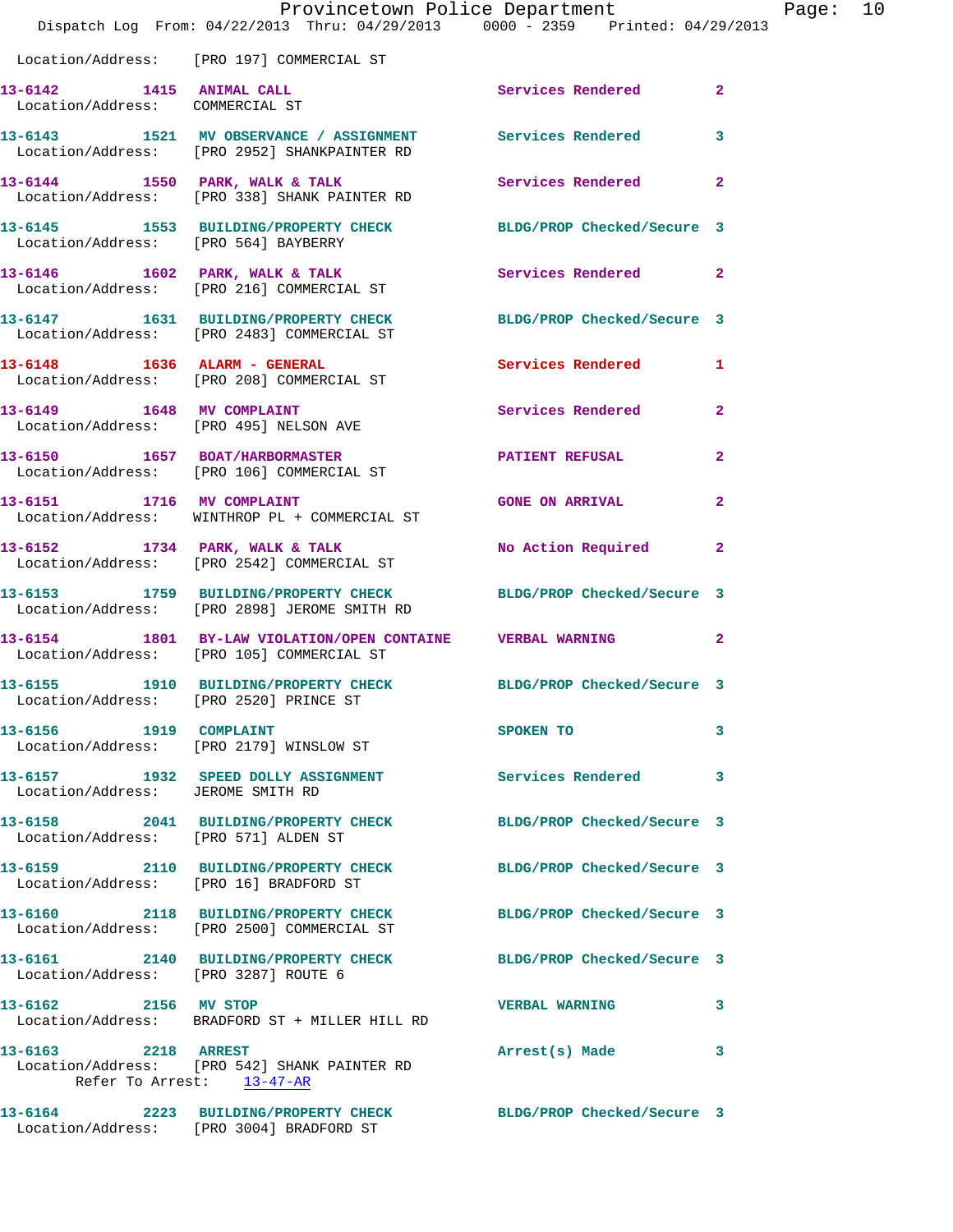Location/Address: [PRO 197] COMMERCIAL ST

**13-6142** 1415 **ANIMAL CALL** Services Rendered 2
Location/Address: COMMERCIAL ST

**13-6143** 1521 **MV OBSERVANCE / ASSIGNMENT** Services Rendered 3
Location/Address: [PRO 2952] SHANKPAINTER RD

**13-6144** 1550 **PARK, WALK & TALK** Services Rendered 2
Location/Address: [PRO 338] SHANK PAINTER RD

**13-6145** 1553 **BUILDING/PROPERTY CHECK** BLDG/PROP Checked/Secure 3
Location/Address: [PRO 564] BAYBERRY

**13-6146** 1602 **PARK, WALK & TALK** Services Rendered 2
Location/Address: [PRO 216] COMMERCIAL ST

**13-6147** 1631 **BUILDING/PROPERTY CHECK** BLDG/PROP Checked/Secure 3
Location/Address: [PRO 2483] COMMERCIAL ST

**13-6148** 1636 **ALARM - GENERAL** Services Rendered 1
Location/Address: [PRO 208] COMMERCIAL ST

**13-6149** 1648 **MV COMPLAINT** Services Rendered 2
Location/Address: [PRO 495] NELSON AVE

**13-6150** 1657 **BOAT/HARBORMASTER** PATIENT REFUSAL 2
Location/Address: [PRO 106] COMMERCIAL ST

**13-6151** 1716 **MV COMPLAINT** GONE ON ARRIVAL 2
Location/Address: WINTHROP PL + COMMERCIAL ST

**13-6152** 1734 **PARK, WALK & TALK** No Action Required 2
Location/Address: [PRO 2542] COMMERCIAL ST

**13-6153** 1759 **BUILDING/PROPERTY CHECK** BLDG/PROP Checked/Secure 3
Location/Address: [PRO 2898] JEROME SMITH RD

**13-6154** 1801 **BY-LAW VIOLATION/OPEN CONTAINE** VERBAL WARNING 2
Location/Address: [PRO 105] COMMERCIAL ST

**13-6155** 1910 **BUILDING/PROPERTY CHECK** BLDG/PROP Checked/Secure 3
Location/Address: [PRO 2520] PRINCE ST

**13-6156** 1919 **COMPLAINT** SPOKEN TO 3
Location/Address: [PRO 2179] WINSLOW ST

**13-6157** 1932 **SPEED DOLLY ASSIGNMENT** Services Rendered 3
Location/Address: JEROME SMITH RD

**13-6158** 2041 **BUILDING/PROPERTY CHECK** BLDG/PROP Checked/Secure 3
Location/Address: [PRO 571] ALDEN ST

**13-6159** 2110 **BUILDING/PROPERTY CHECK** BLDG/PROP Checked/Secure 3
Location/Address: [PRO 16] BRADFORD ST

**13-6160** 2118 **BUILDING/PROPERTY CHECK** BLDG/PROP Checked/Secure 3
Location/Address: [PRO 2500] COMMERCIAL ST

**13-6161** 2140 **BUILDING/PROPERTY CHECK** BLDG/PROP Checked/Secure 3
Location/Address: [PRO 3287] ROUTE 6

**13-6162** 2156 **MV STOP** VERBAL WARNING 3
Location/Address: BRADFORD ST + MILLER HILL RD

**13-6163** 2218 **ARREST** Arrest(s) Made 3
Location/Address: [PRO 542] SHANK PAINTER RD
Refer To Arrest: 13-47-AR

**13-6164** 2223 **BUILDING/PROPERTY CHECK** BLDG/PROP Checked/Secure 3
Location/Address: [PRO 3004] BRADFORD ST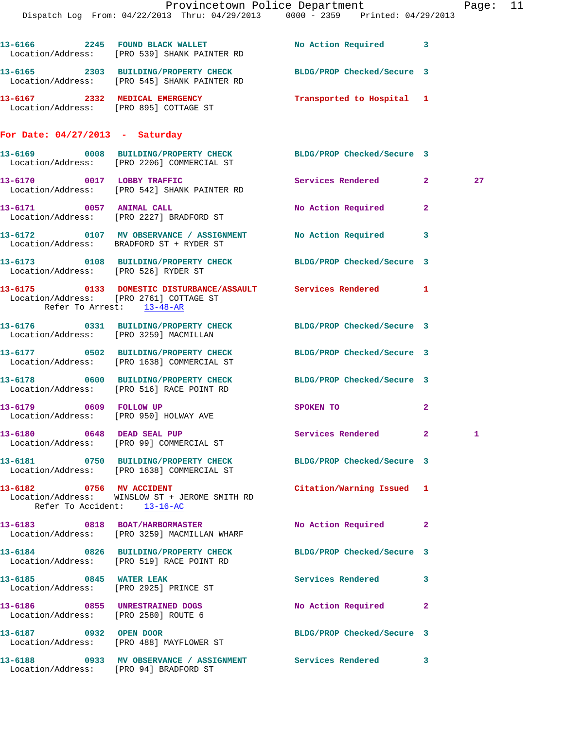13-6166 2245 FOUND BLACK WALLET No Action Required 3
Location/Address: [PRO 539] SHANK PAINTER RD

13-6165 2303 BUILDING/PROPERTY CHECK BLDG/PROP Checked/Secure 3
Location/Address: [PRO 545] SHANK PAINTER RD

13-6167 2332 MEDICAL EMERGENCY Transported to Hospital 1
Location/Address: [PRO 895] COTTAGE ST

## For Date: 04/27/2013 - Saturday

13-6169 0008 BUILDING/PROPERTY CHECK BLDG/PROP Checked/Secure 3
Location/Address: [PRO 2206] COMMERCIAL ST

13-6170 0017 LOBBY TRAFFIC Services Rendered 2 27
Location/Address: [PRO 542] SHANK PAINTER RD

13-6171 0057 ANIMAL CALL No Action Required 2
Location/Address: [PRO 2227] BRADFORD ST

13-6172 0107 MV OBSERVANCE / ASSIGNMENT No Action Required 3
Location/Address: BRADFORD ST + RYDER ST

13-6173 0108 BUILDING/PROPERTY CHECK BLDG/PROP Checked/Secure 3
Location/Address: [PRO 526] RYDER ST

13-6175 0133 DOMESTIC DISTURBANCE/ASSAULT Services Rendered 1
Location/Address: [PRO 2761] COTTAGE ST
Refer To Arrest: 13-48-AR

13-6176 0331 BUILDING/PROPERTY CHECK BLDG/PROP Checked/Secure 3
Location/Address: [PRO 3259] MACMILLAN

13-6177 0502 BUILDING/PROPERTY CHECK BLDG/PROP Checked/Secure 3
Location/Address: [PRO 1638] COMMERCIAL ST

13-6178 0600 BUILDING/PROPERTY CHECK BLDG/PROP Checked/Secure 3
Location/Address: [PRO 516] RACE POINT RD

13-6179 0609 FOLLOW UP SPOKEN TO 2
Location/Address: [PRO 950] HOLWAY AVE

13-6180 0648 DEAD SEAL PUP Services Rendered 2 1
Location/Address: [PRO 99] COMMERCIAL ST

13-6181 0750 BUILDING/PROPERTY CHECK BLDG/PROP Checked/Secure 3
Location/Address: [PRO 1638] COMMERCIAL ST

13-6182 0756 MV ACCIDENT Citation/Warning Issued 1
Location/Address: WINSLOW ST + JEROME SMITH RD
Refer To Accident: 13-16-AC

13-6183 0818 BOAT/HARBORMASTER No Action Required 2
Location/Address: [PRO 3259] MACMILLAN WHARF

13-6184 0826 BUILDING/PROPERTY CHECK BLDG/PROP Checked/Secure 3
Location/Address: [PRO 519] RACE POINT RD

13-6185 0845 WATER LEAK Services Rendered 3
Location/Address: [PRO 2925] PRINCE ST

13-6186 0855 UNRESTRAINED DOGS No Action Required 2
Location/Address: [PRO 2580] ROUTE 6

13-6187 0932 OPEN DOOR BLDG/PROP Checked/Secure 3
Location/Address: [PRO 488] MAYFLOWER ST

13-6188 0933 MV OBSERVANCE / ASSIGNMENT Services Rendered 3
Location/Address: [PRO 94] BRADFORD ST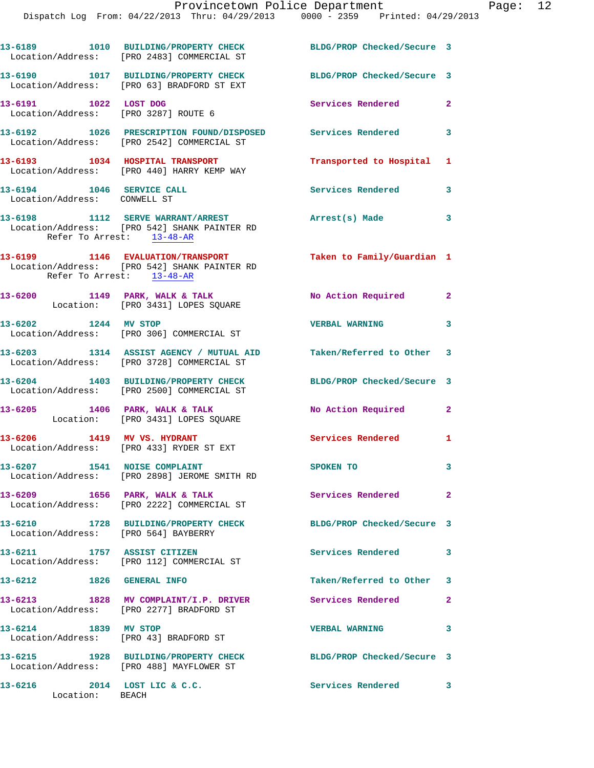13-6189 1010 BUILDING/PROPERTY CHECK BLDG/PROP Checked/Secure 3
Location/Address: [PRO 2483] COMMERCIAL ST

13-6190 1017 BUILDING/PROPERTY CHECK BLDG/PROP Checked/Secure 3
Location/Address: [PRO 63] BRADFORD ST EXT

13-6191 1022 LOST DOG Services Rendered 2
Location/Address: [PRO 3287] ROUTE 6

13-6192 1026 PRESCRIPTION FOUND/DISPOSED Services Rendered 3
Location/Address: [PRO 2542] COMMERCIAL ST

13-6193 1034 HOSPITAL TRANSPORT Transported to Hospital 1
Location/Address: [PRO 440] HARRY KEMP WAY

13-6194 1046 SERVICE CALL Services Rendered 3
Location/Address: CONWELL ST

13-6198 1112 SERVE WARRANT/ARREST Arrest(s) Made 3
Location/Address: [PRO 542] SHANK PAINTER RD
Refer To Arrest: 13-48-AR

13-6199 1146 EVALUATION/TRANSPORT Taken to Family/Guardian 1
Location/Address: [PRO 542] SHANK PAINTER RD
Refer To Arrest: 13-48-AR

13-6200 1149 PARK, WALK & TALK No Action Required 2
Location: [PRO 3431] LOPES SQUARE

13-6202 1244 MV STOP VERBAL WARNING 3
Location/Address: [PRO 306] COMMERCIAL ST

13-6203 1314 ASSIST AGENCY / MUTUAL AID Taken/Referred to Other 3
Location/Address: [PRO 3728] COMMERCIAL ST

13-6204 1403 BUILDING/PROPERTY CHECK BLDG/PROP Checked/Secure 3
Location/Address: [PRO 2500] COMMERCIAL ST

13-6205 1406 PARK, WALK & TALK No Action Required 2
Location: [PRO 3431] LOPES SQUARE

13-6206 1419 MV VS. HYDRANT Services Rendered 1
Location/Address: [PRO 433] RYDER ST EXT

13-6207 1541 NOISE COMPLAINT SPOKEN TO 3
Location/Address: [PRO 2898] JEROME SMITH RD

13-6209 1656 PARK, WALK & TALK Services Rendered 2
Location/Address: [PRO 2222] COMMERCIAL ST

13-6210 1728 BUILDING/PROPERTY CHECK BLDG/PROP Checked/Secure 3
Location/Address: [PRO 564] BAYBERRY

13-6211 1757 ASSIST CITIZEN Services Rendered 3
Location/Address: [PRO 112] COMMERCIAL ST

13-6212 1826 GENERAL INFO Taken/Referred to Other 3

13-6213 1828 MV COMPLAINT/I.P. DRIVER Services Rendered 2
Location/Address: [PRO 2277] BRADFORD ST

13-6214 1839 MV STOP VERBAL WARNING 3
Location/Address: [PRO 43] BRADFORD ST

13-6215 1928 BUILDING/PROPERTY CHECK BLDG/PROP Checked/Secure 3
Location/Address: [PRO 488] MAYFLOWER ST

13-6216 2014 LOST LIC & C.C. Services Rendered 3
Location: BEACH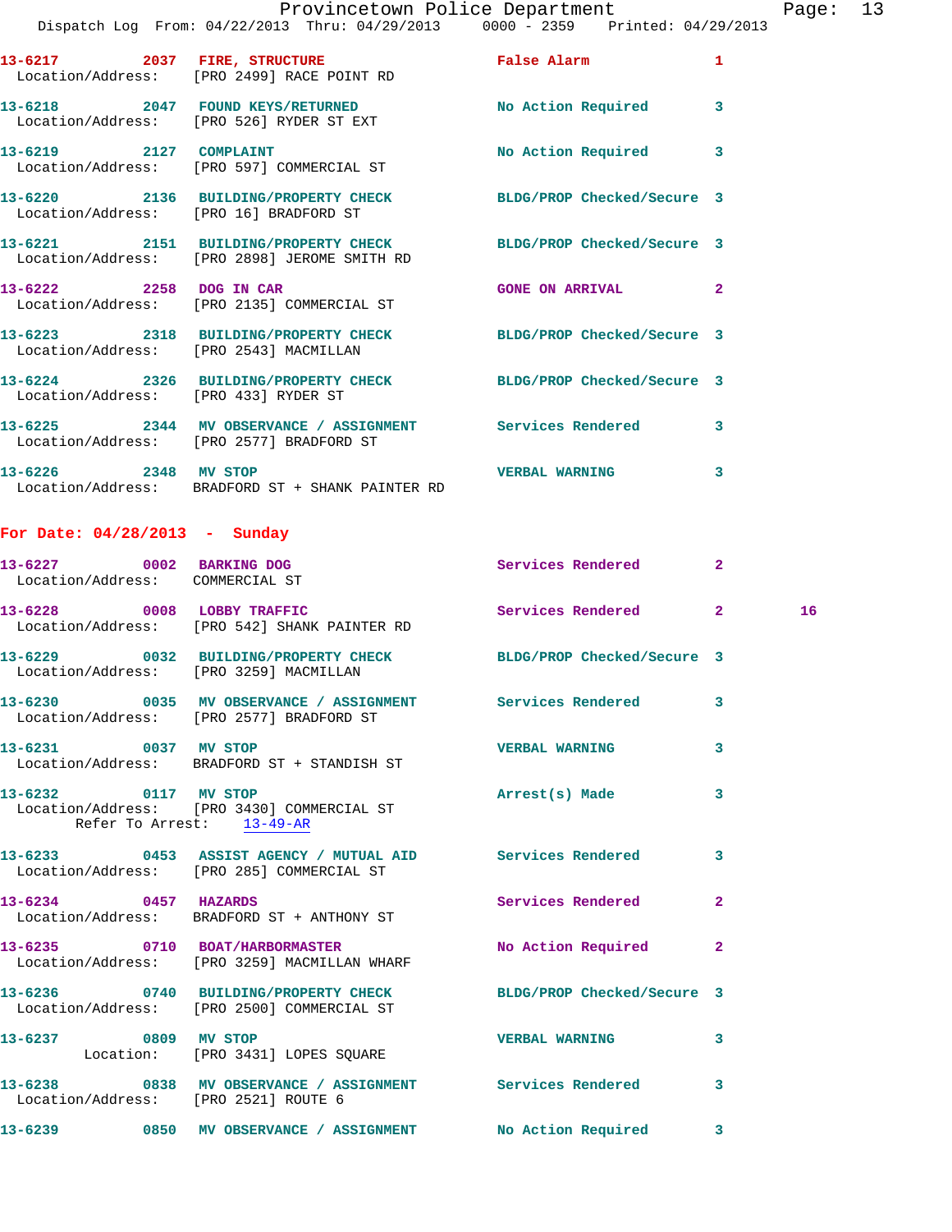13-6217 2037 **FIRE, STRUCTURE** False Alarm 1
Location/Address: [PRO 2499] RACE POINT RD

13-6218 2047 **FOUND KEYS/RETURNED** No Action Required 3
Location/Address: [PRO 526] RYDER ST EXT

13-6219 2127 **COMPLAINT** No Action Required 3
Location/Address: [PRO 597] COMMERCIAL ST

13-6220 2136 **BUILDING/PROPERTY CHECK** BLDG/PROP Checked/Secure 3
Location/Address: [PRO 16] BRADFORD ST

13-6221 2151 **BUILDING/PROPERTY CHECK** BLDG/PROP Checked/Secure 3
Location/Address: [PRO 2898] JEROME SMITH RD

13-6222 2258 **DOG IN CAR** GONE ON ARRIVAL 2
Location/Address: [PRO 2135] COMMERCIAL ST

13-6223 2318 **BUILDING/PROPERTY CHECK** BLDG/PROP Checked/Secure 3
Location/Address: [PRO 2543] MACMILLAN

13-6224 2326 **BUILDING/PROPERTY CHECK** BLDG/PROP Checked/Secure 3
Location/Address: [PRO 433] RYDER ST

13-6225 2344 **MV OBSERVANCE / ASSIGNMENT** Services Rendered 3
Location/Address: [PRO 2577] BRADFORD ST

13-6226 2348 **MV STOP** VERBAL WARNING 3
Location/Address: BRADFORD ST + SHANK PAINTER RD

## For Date: 04/28/2013 - Sunday

13-6227 0002 **BARKING DOG** Services Rendered 2
Location/Address: COMMERCIAL ST

13-6228 0008 **LOBBY TRAFFIC** Services Rendered 2 16
Location/Address: [PRO 542] SHANK PAINTER RD

13-6229 0032 **BUILDING/PROPERTY CHECK** BLDG/PROP Checked/Secure 3
Location/Address: [PRO 3259] MACMILLAN

13-6230 0035 **MV OBSERVANCE / ASSIGNMENT** Services Rendered 3
Location/Address: [PRO 2577] BRADFORD ST

13-6231 0037 **MV STOP** VERBAL WARNING 3
Location/Address: BRADFORD ST + STANDISH ST

13-6232 0117 **MV STOP** Arrest(s) Made 3
Location/Address: [PRO 3430] COMMERCIAL ST
Refer To Arrest: 13-49-AR

13-6233 0453 **ASSIST AGENCY / MUTUAL AID** Services Rendered 3
Location/Address: [PRO 285] COMMERCIAL ST

13-6234 0457 **HAZARDS** Services Rendered 2
Location/Address: BRADFORD ST + ANTHONY ST

13-6235 0710 **BOAT/HARBORMASTER** No Action Required 2
Location/Address: [PRO 3259] MACMILLAN WHARF

13-6236 0740 **BUILDING/PROPERTY CHECK** BLDG/PROP Checked/Secure 3
Location/Address: [PRO 2500] COMMERCIAL ST

13-6237 0809 **MV STOP** VERBAL WARNING 3
Location: [PRO 3431] LOPES SQUARE

13-6238 0838 **MV OBSERVANCE / ASSIGNMENT** Services Rendered 3
Location/Address: [PRO 2521] ROUTE 6

13-6239 0850 **MV OBSERVANCE / ASSIGNMENT** No Action Required 3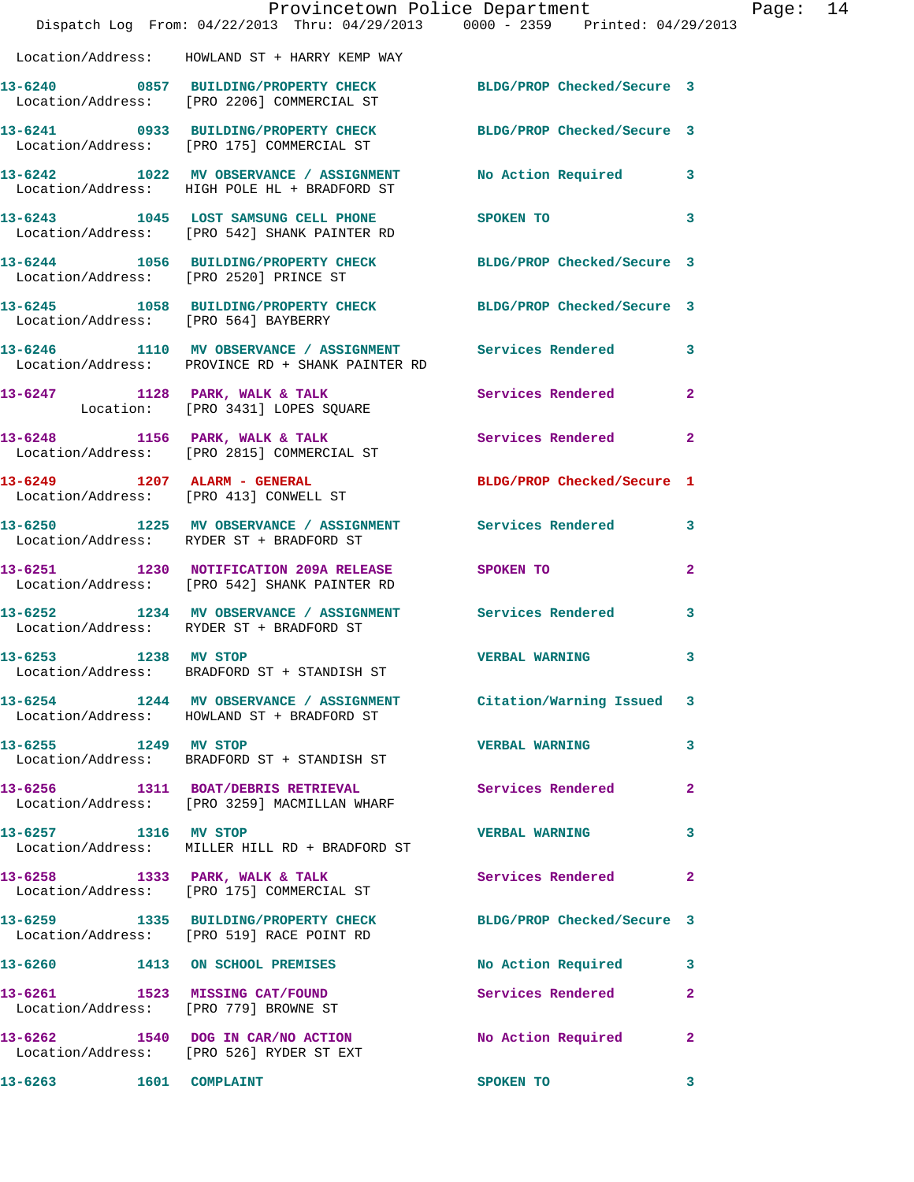Location/Address: HOWLAND ST + HARRY KEMP WAY

**13-6240 0857 BUILDING/PROPERTY CHECK** BLDG/PROP Checked/Secure 3
Location/Address: [PRO 2206] COMMERCIAL ST

**13-6241 0933 BUILDING/PROPERTY CHECK** BLDG/PROP Checked/Secure 3
Location/Address: [PRO 175] COMMERCIAL ST

**13-6242 1022 MV OBSERVANCE / ASSIGNMENT** No Action Required 3
Location/Address: HIGH POLE HL + BRADFORD ST

**13-6243 1045 LOST SAMSUNG CELL PHONE** SPOKEN TO 3
Location/Address: [PRO 542] SHANK PAINTER RD

**13-6244 1056 BUILDING/PROPERTY CHECK** BLDG/PROP Checked/Secure 3
Location/Address: [PRO 2520] PRINCE ST

**13-6245 1058 BUILDING/PROPERTY CHECK** BLDG/PROP Checked/Secure 3
Location/Address: [PRO 564] BAYBERRY

**13-6246 1110 MV OBSERVANCE / ASSIGNMENT** Services Rendered 3
Location/Address: PROVINCE RD + SHANK PAINTER RD

**13-6247 1128 PARK, WALK & TALK** Services Rendered 2
Location: [PRO 3431] LOPES SQUARE

**13-6248 1156 PARK, WALK & TALK** Services Rendered 2
Location/Address: [PRO 2815] COMMERCIAL ST

**13-6249 1207 ALARM - GENERAL** BLDG/PROP Checked/Secure 1
Location/Address: [PRO 413] CONWELL ST

**13-6250 1225 MV OBSERVANCE / ASSIGNMENT** Services Rendered 3
Location/Address: RYDER ST + BRADFORD ST

**13-6251 1230 NOTIFICATION 209A RELEASE** SPOKEN TO 2
Location/Address: [PRO 542] SHANK PAINTER RD

**13-6252 1234 MV OBSERVANCE / ASSIGNMENT** Services Rendered 3
Location/Address: RYDER ST + BRADFORD ST

**13-6253 1238 MV STOP** VERBAL WARNING 3
Location/Address: BRADFORD ST + STANDISH ST

**13-6254 1244 MV OBSERVANCE / ASSIGNMENT** Citation/Warning Issued 3
Location/Address: HOWLAND ST + BRADFORD ST

**13-6255 1249 MV STOP** VERBAL WARNING 3
Location/Address: BRADFORD ST + STANDISH ST

**13-6256 1311 BOAT/DEBRIS RETRIEVAL** Services Rendered 2
Location/Address: [PRO 3259] MACMILLAN WHARF

**13-6257 1316 MV STOP** VERBAL WARNING 3
Location/Address: MILLER HILL RD + BRADFORD ST

**13-6258 1333 PARK, WALK & TALK** Services Rendered 2
Location/Address: [PRO 175] COMMERCIAL ST

**13-6259 1335 BUILDING/PROPERTY CHECK** BLDG/PROP Checked/Secure 3
Location/Address: [PRO 519] RACE POINT RD

**13-6260 1413 ON SCHOOL PREMISES** No Action Required 3

**13-6261 1523 MISSING CAT/FOUND** Services Rendered 2
Location/Address: [PRO 779] BROWNE ST

**13-6262 1540 DOG IN CAR/NO ACTION** No Action Required 2
Location/Address: [PRO 526] RYDER ST EXT

**13-6263 1601 COMPLAINT** SPOKEN TO 3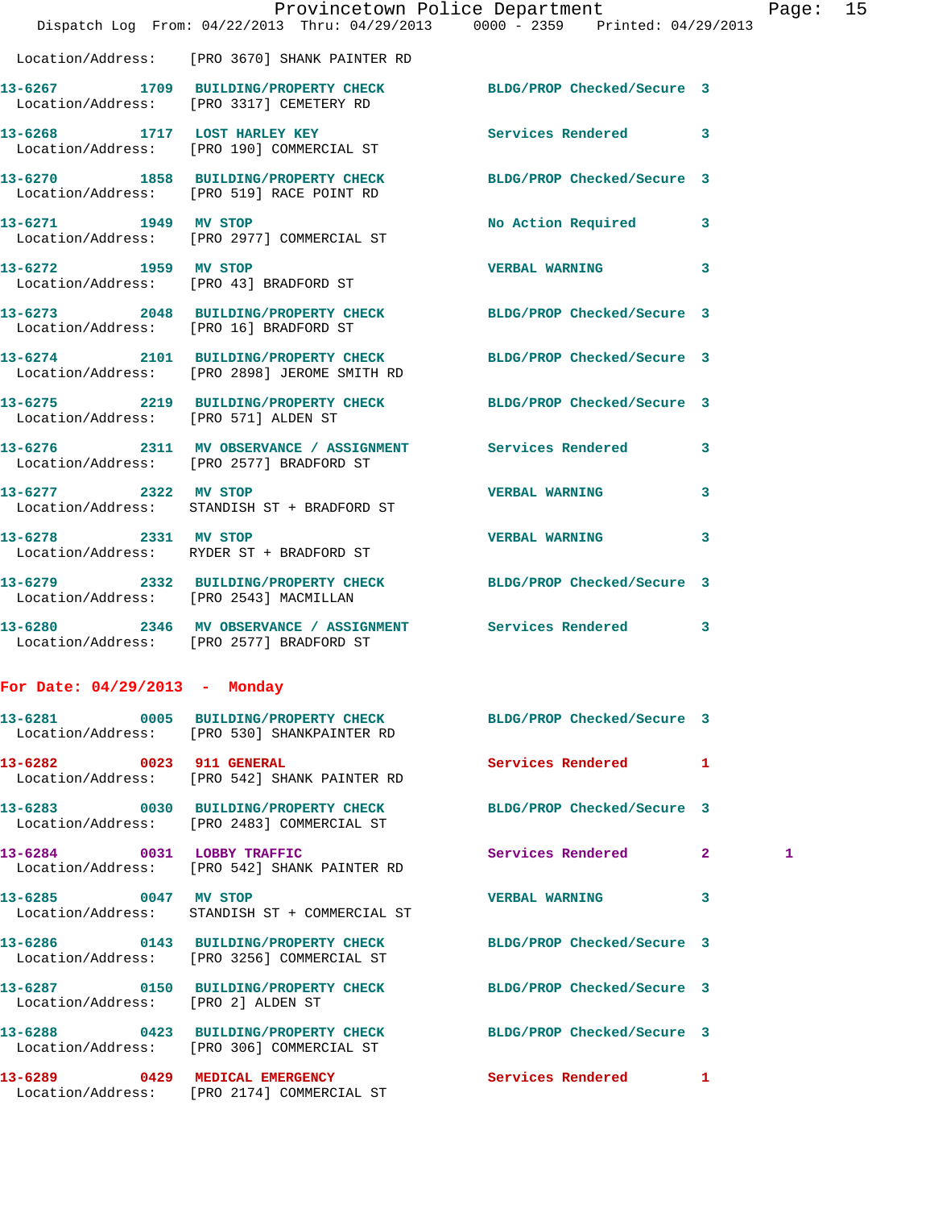Location/Address: [PRO 3670] SHANK PAINTER RD

| Call # | Time | Call Reason | Action | Priority | |
|---|---|---|---|---|---|
| 13-6267 | 1709 | BUILDING/PROPERTY CHECK | BLDG/PROP Checked/Secure | 3 | |
| | | Location/Address: [PRO 3317] CEMETERY RD | | | |
| 13-6268 | 1717 | LOST HARLEY KEY | Services Rendered | 3 | |
| | | Location/Address: [PRO 190] COMMERCIAL ST | | | |
| 13-6270 | 1858 | BUILDING/PROPERTY CHECK | BLDG/PROP Checked/Secure | 3 | |
| | | Location/Address: [PRO 519] RACE POINT RD | | | |
| 13-6271 | 1949 | MV STOP | No Action Required | 3 | |
| | | Location/Address: [PRO 2977] COMMERCIAL ST | | | |
| 13-6272 | 1959 | MV STOP | VERBAL WARNING | 3 | |
| | | Location/Address: [PRO 43] BRADFORD ST | | | |
| 13-6273 | 2048 | BUILDING/PROPERTY CHECK | BLDG/PROP Checked/Secure | 3 | |
| | | Location/Address: [PRO 16] BRADFORD ST | | | |
| 13-6274 | 2101 | BUILDING/PROPERTY CHECK | BLDG/PROP Checked/Secure | 3 | |
| | | Location/Address: [PRO 2898] JEROME SMITH RD | | | |
| 13-6275 | 2219 | BUILDING/PROPERTY CHECK | BLDG/PROP Checked/Secure | 3 | |
| | | Location/Address: [PRO 571] ALDEN ST | | | |
| 13-6276 | 2311 | MV OBSERVANCE / ASSIGNMENT | Services Rendered | 3 | |
| | | Location/Address: [PRO 2577] BRADFORD ST | | | |
| 13-6277 | 2322 | MV STOP | VERBAL WARNING | 3 | |
| | | Location/Address: STANDISH ST + BRADFORD ST | | | |
| 13-6278 | 2331 | MV STOP | VERBAL WARNING | 3 | |
| | | Location/Address: RYDER ST + BRADFORD ST | | | |
| 13-6279 | 2332 | BUILDING/PROPERTY CHECK | BLDG/PROP Checked/Secure | 3 | |
| | | Location/Address: [PRO 2543] MACMILLAN | | | |
| 13-6280 | 2346 | MV OBSERVANCE / ASSIGNMENT | Services Rendered | 3 | |
| | | Location/Address: [PRO 2577] BRADFORD ST | | | |

## For Date: 04/29/2013 - Monday

| Call # | Time | Call Reason | Action | Priority | |
|---|---|---|---|---|---|
| 13-6281 | 0005 | BUILDING/PROPERTY CHECK | BLDG/PROP Checked/Secure | 3 | |
| | | Location/Address: [PRO 530] SHANKPAINTER RD | | | |
| 13-6282 | 0023 | 911 GENERAL | Services Rendered | 1 | |
| | | Location/Address: [PRO 542] SHANK PAINTER RD | | | |
| 13-6283 | 0030 | BUILDING/PROPERTY CHECK | BLDG/PROP Checked/Secure | 3 | |
| | | Location/Address: [PRO 2483] COMMERCIAL ST | | | |
| 13-6284 | 0031 | LOBBY TRAFFIC | Services Rendered | 2 | 1 |
| | | Location/Address: [PRO 542] SHANK PAINTER RD | | | |
| 13-6285 | 0047 | MV STOP | VERBAL WARNING | 3 | |
| | | Location/Address: STANDISH ST + COMMERCIAL ST | | | |
| 13-6286 | 0143 | BUILDING/PROPERTY CHECK | BLDG/PROP Checked/Secure | 3 | |
| | | Location/Address: [PRO 3256] COMMERCIAL ST | | | |
| 13-6287 | 0150 | BUILDING/PROPERTY CHECK | BLDG/PROP Checked/Secure | 3 | |
| | | Location/Address: [PRO 2] ALDEN ST | | | |
| 13-6288 | 0423 | BUILDING/PROPERTY CHECK | BLDG/PROP Checked/Secure | 3 | |
| | | Location/Address: [PRO 306] COMMERCIAL ST | | | |
| 13-6289 | 0429 | MEDICAL EMERGENCY | Services Rendered | 1 | |
| | | Location/Address: [PRO 2174] COMMERCIAL ST | | | |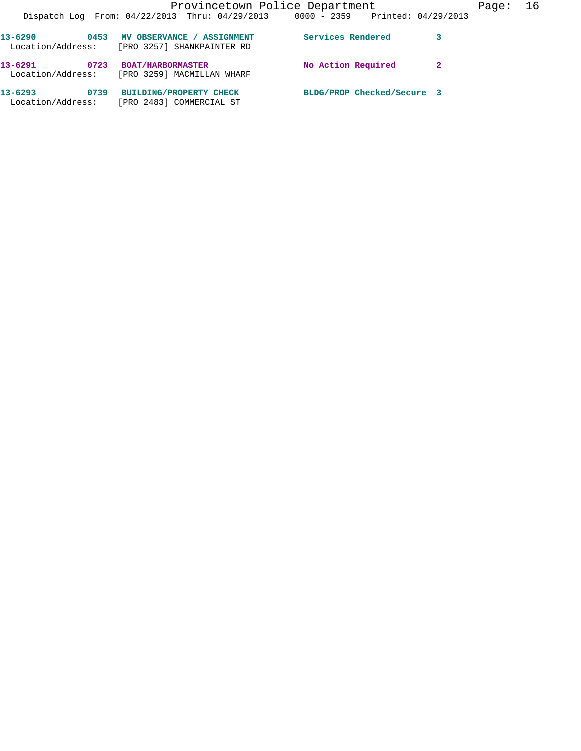13-6290 0453 **MV OBSERVANCE / ASSIGNMENT** Services Rendered 3
Location/Address: [PRO 3257] SHANKPAINTER RD

13-6291 0723 **BOAT/HARBORMASTER** No Action Required 2
Location/Address: [PRO 3259] MACMILLAN WHARF

13-6293 0739 **BUILDING/PROPERTY CHECK** BLDG/PROP Checked/Secure 3
Location/Address: [PRO 2483] COMMERCIAL ST